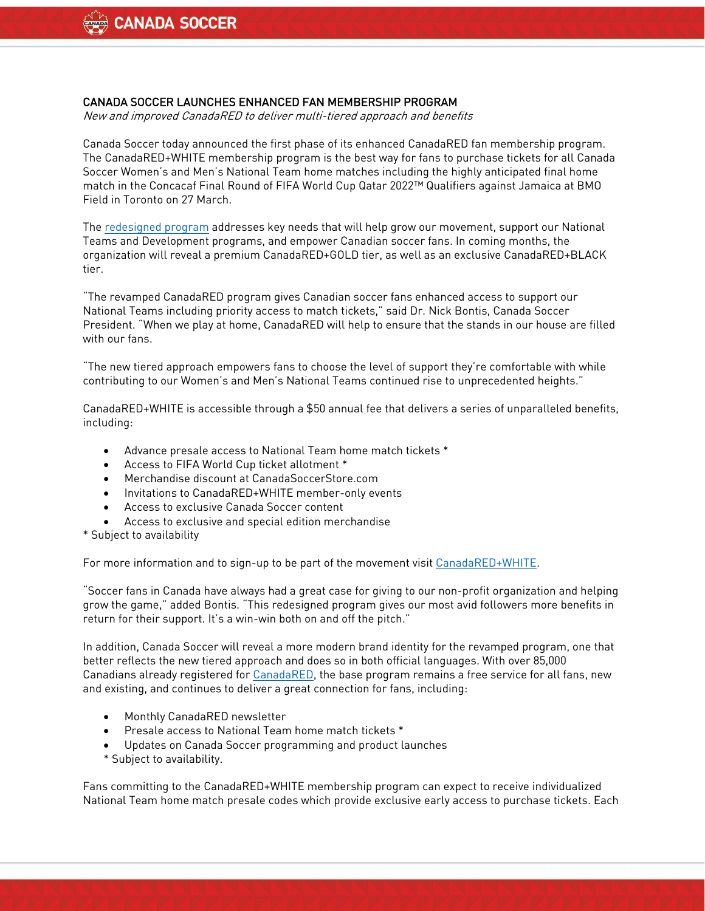## CANADA SOCCER LAUNCHES ENHANCED FAN MEMBERSHIP PROGRAM

*New and improved CanadaRED to deliver multi-tiered approach and benefits*

Canada Soccer today announced the first phase of its enhanced CanadaRED fan membership program. The CanadaRED+WHITE membership program is the best way for fans to purchase tickets for all Canada Soccer Women's and Men's National Team home matches including the highly anticipated final home match in the Concacaf Final Round of FIFA World Cup Qatar 2022™ Qualifiers against Jamaica at BMO Field in Toronto on 27 March.

The redesigned program addresses key needs that will help grow our movement, support our National Teams and Development programs, and empower Canadian soccer fans. In coming months, the organization will reveal a premium CanadaRED+GOLD tier, as well as an exclusive CanadaRED+BLACK tier.

"The revamped CanadaRED program gives Canadian soccer fans enhanced access to support our National Teams including priority access to match tickets," said Dr. Nick Bontis, Canada Soccer President. "When we play at home, CanadaRED will help to ensure that the stands in our house are filled with our fans.

"The new tiered approach empowers fans to choose the level of support they're comfortable with while contributing to our Women's and Men's National Teams continued rise to unprecedented heights."

CanadaRED+WHITE is accessible through a $50 annual fee that delivers a series of unparalleled benefits, including:

- Advance presale access to National Team home match tickets *
- Access to FIFA World Cup ticket allotment *
- Merchandise discount at CanadaSoccerStore.com
- Invitations to CanadaRED+WHITE member-only events
- Access to exclusive Canada Soccer content
- Access to exclusive and special edition merchandise

* Subject to availability

For more information and to sign-up to be part of the movement visit CanadaRED+WHITE.

"Soccer fans in Canada have always had a great case for giving to our non-profit organization and helping grow the game," added Bontis. "This redesigned program gives our most avid followers more benefits in return for their support. It's a win-win both on and off the pitch."

In addition, Canada Soccer will reveal a more modern brand identity for the revamped program, one that better reflects the new tiered approach and does so in both official languages. With over 85,000 Canadians already registered for CanadaRED, the base program remains a free service for all fans, new and existing, and continues to deliver a great connection for fans, including:

- Monthly CanadaRED newsletter
- Presale access to National Team home match tickets *
- Updates on Canada Soccer programming and product launches

* Subject to availability.

Fans committing to the CanadaRED+WHITE membership program can expect to receive individualized National Team home match presale codes which provide exclusive early access to purchase tickets. Each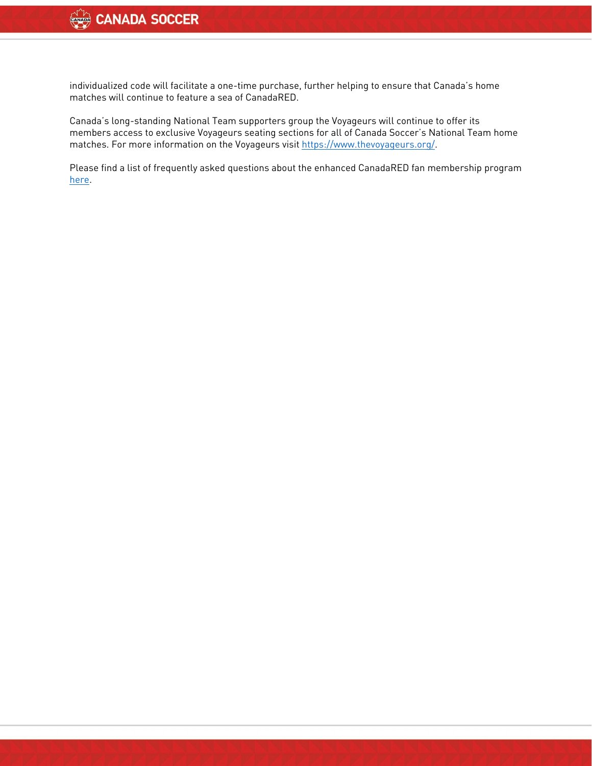individualized code will facilitate a one-time purchase, further helping to ensure that Canada's home matches will continue to feature a sea of CanadaRED.

Canada's long-standing National Team supporters group the Voyageurs will continue to offer its members access to exclusive Voyageurs seating sections for all of Canada Soccer's National Team home matches. For more information on the Voyageurs visit https://www.thevoyageurs.org/.

Please find a list of frequently asked questions about the enhanced CanadaRED fan membership program here.